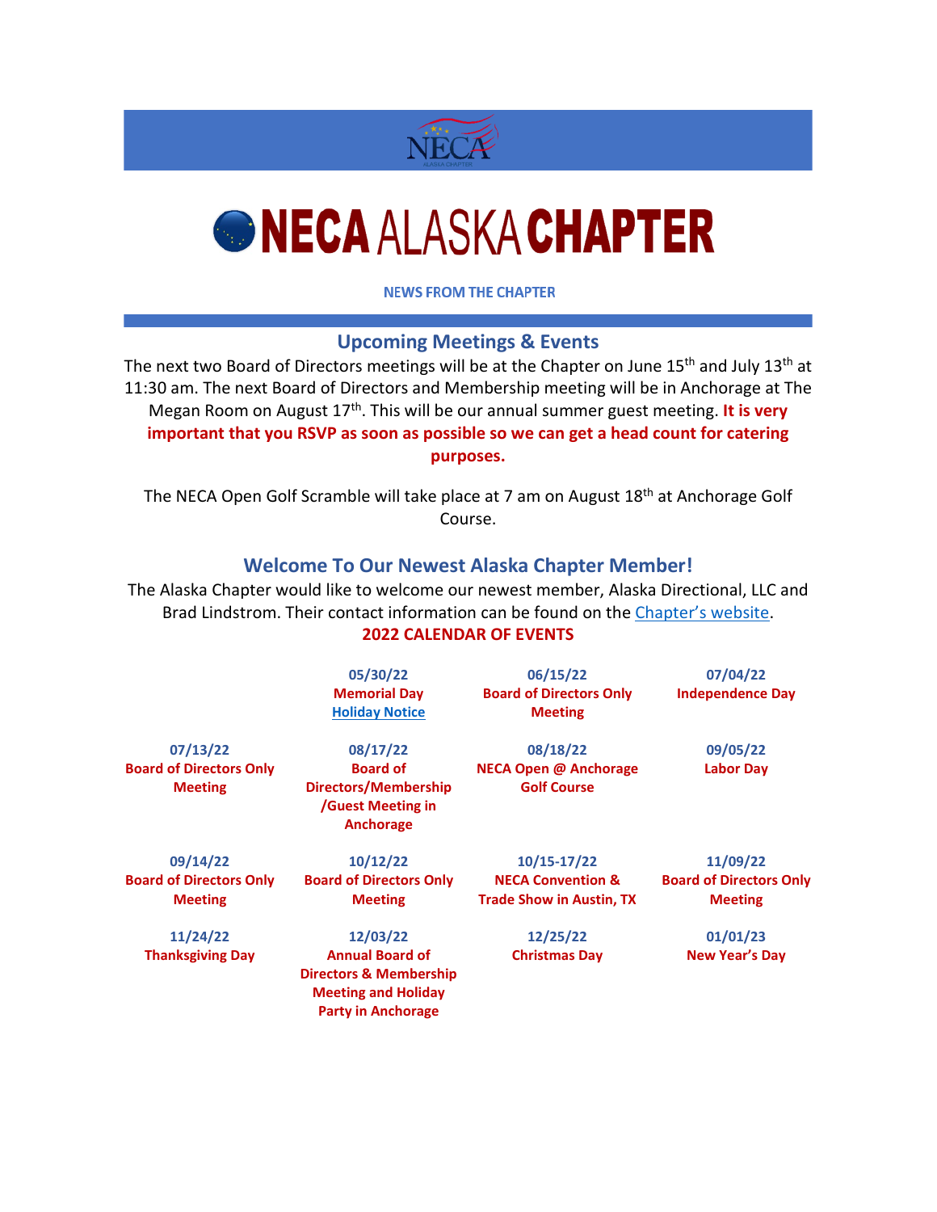# NECA ALASKA CHAPTER

**NEWS FROM THE CHAPTER**

## Upcoming Meetings & Events

The next two Board of Directors meetings will be at the Chapter on June 15th and July 13th at 11:30 am. The next Board of Directors and Membership meeting will be in Anchorage at The Megan Room on August 17th. This will be our annual summer guest meeting. **It is very important that you RSVP as soon as possible so we can get a head count for catering purposes.**

The NECA Open Golf Scramble will take place at 7 am on August 18th at Anchorage Golf Course.

## Welcome To Our Newest Alaska Chapter Member!

The Alaska Chapter would like to welcome our newest member, Alaska Directional, LLC and Brad Lindstrom. Their contact information can be found on the Chapter's website.

### 2022 CALENDAR OF EVENTS

| | | | |
|---|---|---|---|
| | **05/30/22** Memorial Day Holiday Notice | **06/15/22** Board of Directors Only Meeting | **07/04/22** Independence Day |
| **07/13/22** Board of Directors Only Meeting | **08/17/22** Board of Directors/Membership /Guest Meeting in Anchorage | **08/18/22** NECA Open @ Anchorage Golf Course | **09/05/22** Labor Day |
| **09/14/22** Board of Directors Only Meeting | **10/12/22** Board of Directors Only Meeting | **10/15-17/22** NECA Convention & Trade Show in Austin, TX | **11/09/22** Board of Directors Only Meeting |
| **11/24/22** Thanksgiving Day | **12/03/22** Annual Board of Directors & Membership Meeting and Holiday Party in Anchorage | **12/25/22** Christmas Day | **01/01/23** New Year's Day |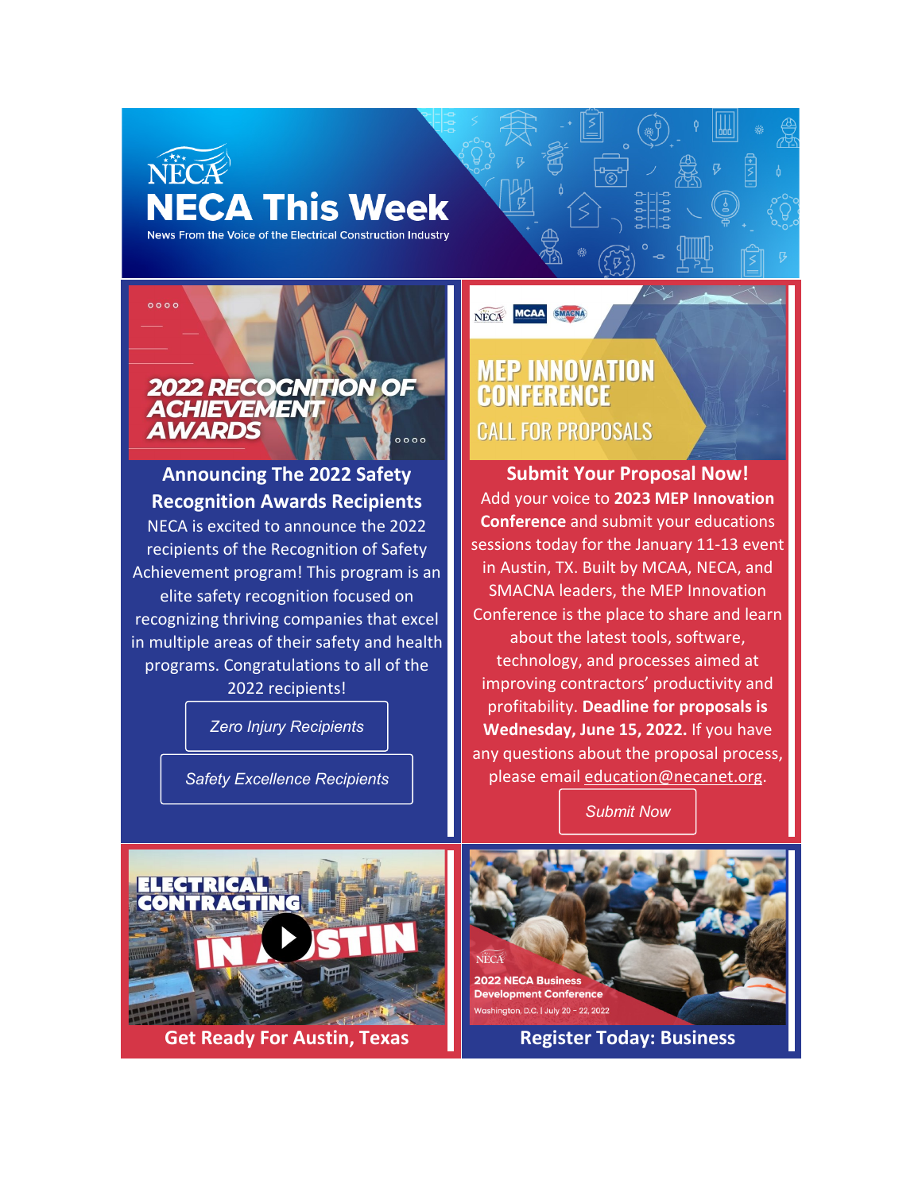# NECA This Week

News From the Voice of the Electrical Construction Industry

2022 RECOGNITION OF ACHIEVEMENT AWARDS

## Announcing The 2022 Safety Recognition Awards Recipients

NECA is excited to announce the 2022 recipients of the Recognition of Safety Achievement program! This program is an elite safety recognition focused on recognizing thriving companies that excel in multiple areas of their safety and health programs. Congratulations to all of the 2022 recipients!

*Zero Injury Recipients*

*Safety Excellence Recipients*

MEP INNOVATION CONFERENCE

CALL FOR PROPOSALS

## Submit Your Proposal Now!

Add your voice to **2023 MEP Innovation Conference** and submit your educations sessions today for the January 11-13 event in Austin, TX. Built by MCAA, NECA, and SMACNA leaders, the MEP Innovation Conference is the place to share and learn about the latest tools, software, technology, and processes aimed at improving contractors' productivity and profitability. **Deadline for proposals is Wednesday, June 15, 2022.** If you have any questions about the proposal process, please email education@necanet.org.

*Submit Now*

ELECTRICAL CONTRACTING IN AUSTIN

## Get Ready For Austin, Texas

2022 NECA Business Development Conference

Washington, D.C. | July 20 - 22, 2022

## Register Today: Business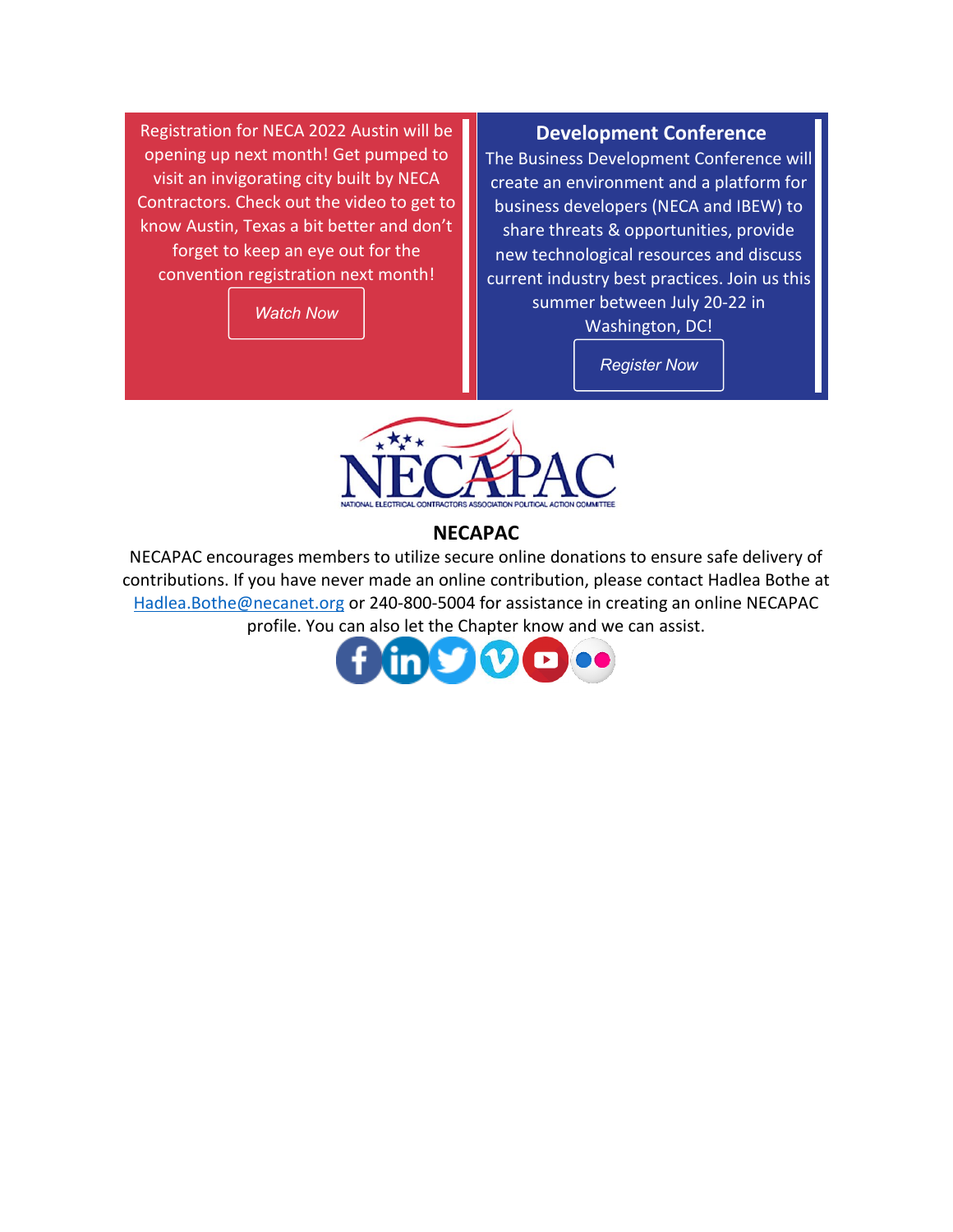Registration for NECA 2022 Austin will be opening up next month! Get pumped to visit an invigorating city built by NECA Contractors. Check out the video to get to know Austin, Texas a bit better and don't forget to keep an eye out for the convention registration next month!

*Watch Now*

## Development Conference

The Business Development Conference will create an environment and a platform for business developers (NECA and IBEW) to share threats & opportunities, provide new technological resources and discuss current industry best practices. Join us this summer between July 20-22 in Washington, DC!

*Register Now*

NECAPAC

NATIONAL ELECTRICAL CONTRACTORS ASSOCIATION POLITICAL ACTION COMMITTEE

## NECAPAC

NECAPAC encourages members to utilize secure online donations to ensure safe delivery of contributions. If you have never made an online contribution, please contact Hadlea Bothe at Hadlea.Bothe@necanet.org or 240-800-5004 for assistance in creating an online NECAPAC profile. You can also let the Chapter know and we can assist.